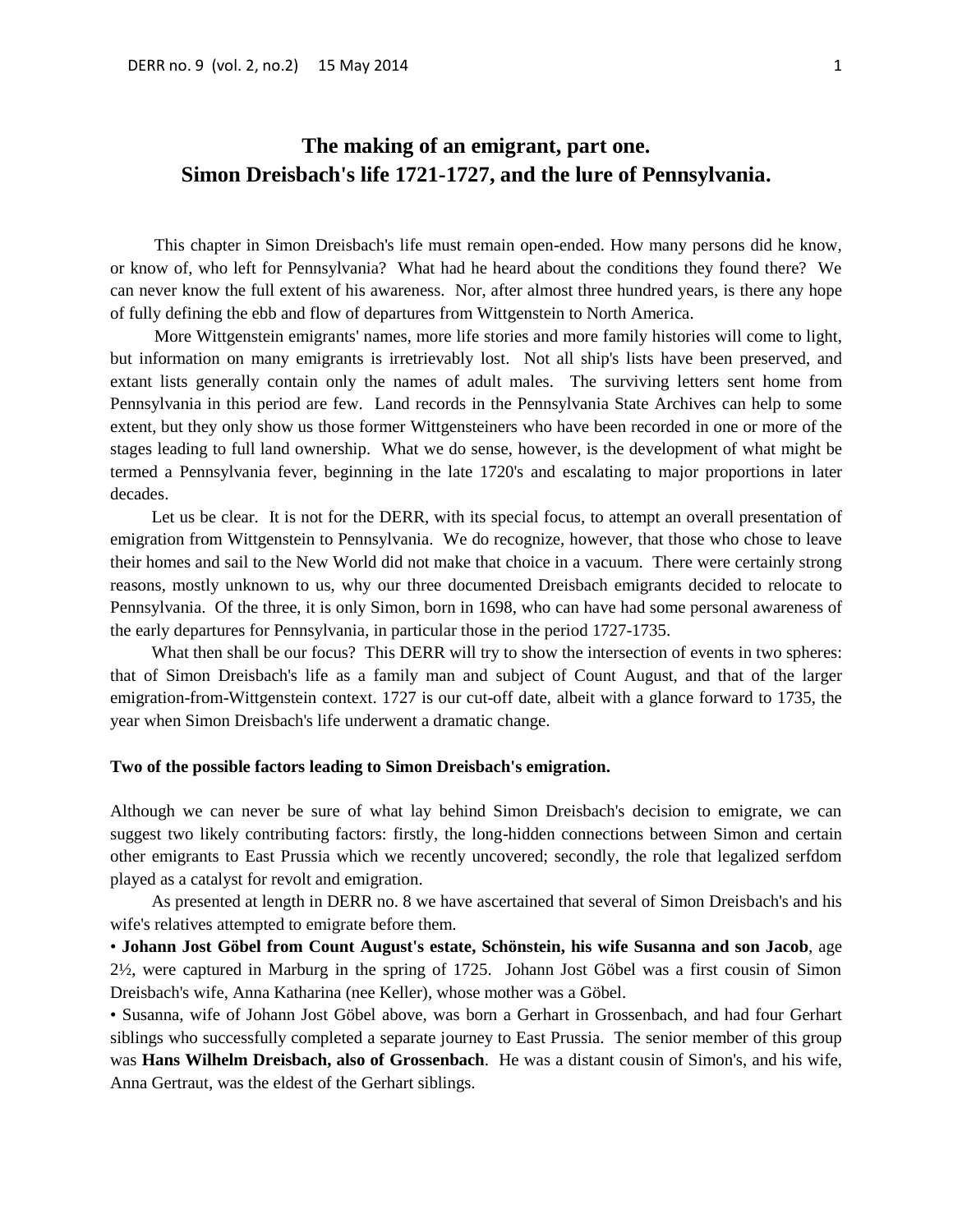# The making of an emigrant, part one.
# Simon Dreisbach's life 1721-1727, and the lure of Pennsylvania.

This chapter in Simon Dreisbach's life must remain open-ended. How many persons did he know, or know of, who left for Pennsylvania? What had he heard about the conditions they found there? We can never know the full extent of his awareness. Nor, after almost three hundred years, is there any hope of fully defining the ebb and flow of departures from Wittgenstein to North America.

More Wittgenstein emigrants' names, more life stories and more family histories will come to light, but information on many emigrants is irretrievably lost. Not all ship's lists have been preserved, and extant lists generally contain only the names of adult males. The surviving letters sent home from Pennsylvania in this period are few. Land records in the Pennsylvania State Archives can help to some extent, but they only show us those former Wittgensteiners who have been recorded in one or more of the stages leading to full land ownership. What we do sense, however, is the development of what might be termed a Pennsylvania fever, beginning in the late 1720's and escalating to major proportions in later decades.

Let us be clear. It is not for the DERR, with its special focus, to attempt an overall presentation of emigration from Wittgenstein to Pennsylvania. We do recognize, however, that those who chose to leave their homes and sail to the New World did not make that choice in a vacuum. There were certainly strong reasons, mostly unknown to us, why our three documented Dreisbach emigrants decided to relocate to Pennsylvania. Of the three, it is only Simon, born in 1698, who can have had some personal awareness of the early departures for Pennsylvania, in particular those in the period 1727-1735.

What then shall be our focus? This DERR will try to show the intersection of events in two spheres: that of Simon Dreisbach's life as a family man and subject of Count August, and that of the larger emigration-from-Wittgenstein context. 1727 is our cut-off date, albeit with a glance forward to 1735, the year when Simon Dreisbach's life underwent a dramatic change.

**Two of the possible factors leading to Simon Dreisbach's emigration.**

Although we can never be sure of what lay behind Simon Dreisbach's decision to emigrate, we can suggest two likely contributing factors: firstly, the long-hidden connections between Simon and certain other emigrants to East Prussia which we recently uncovered; secondly, the role that legalized serfdom played as a catalyst for revolt and emigration.

As presented at length in DERR no. 8 we have ascertained that several of Simon Dreisbach's and his wife's relatives attempted to emigrate before them.

- **Johann Jost Göbel from Count August's estate, Schönstein, his wife Susanna and son Jacob**, age 2½, were captured in Marburg in the spring of 1725. Johann Jost Göbel was a first cousin of Simon Dreisbach's wife, Anna Katharina (nee Keller), whose mother was a Göbel.
- Susanna, wife of Johann Jost Göbel above, was born a Gerhart in Grossenbach, and had four Gerhart siblings who successfully completed a separate journey to East Prussia. The senior member of this group was **Hans Wilhelm Dreisbach, also of Grossenbach**. He was a distant cousin of Simon's, and his wife, Anna Gertraut, was the eldest of the Gerhart siblings.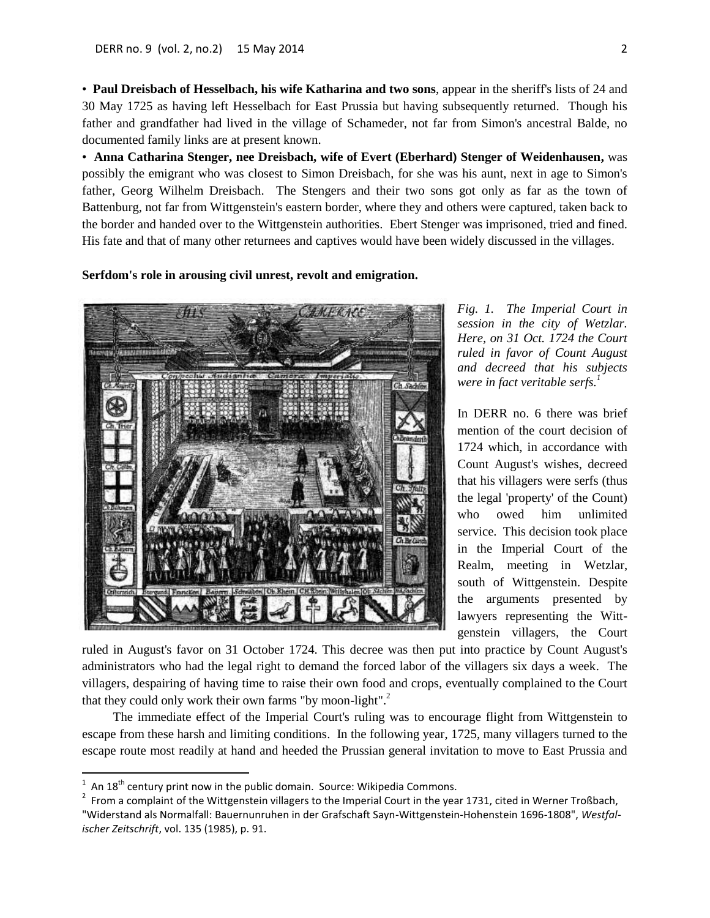• **Paul Dreisbach of Hesselbach, his wife Katharina and two sons**, appear in the sheriff's lists of 24 and 30 May 1725 as having left Hesselbach for East Prussia but having subsequently returned. Though his father and grandfather had lived in the village of Schameder, not far from Simon's ancestral Balde, no documented family links are at present known.

• **Anna Catharina Stenger, nee Dreisbach, wife of Evert (Eberhard) Stenger of Weidenhausen,** was possibly the emigrant who was closest to Simon Dreisbach, for she was his aunt, next in age to Simon's father, Georg Wilhelm Dreisbach. The Stengers and their two sons got only as far as the town of Battenburg, not far from Wittgenstein's eastern border, where they and others were captured, taken back to the border and handed over to the Wittgenstein authorities. Ebert Stenger was imprisoned, tried and fined. His fate and that of many other returnees and captives would have been widely discussed in the villages.

**Serfdom's role in arousing civil unrest, revolt and emigration.**

*Fig. 1. The Imperial Court in session in the city of Wetzlar. Here, on 31 Oct. 1724 the Court ruled in favor of Count August and decreed that his subjects were in fact veritable serfs.*[1]

In DERR no. 6 there was brief mention of the court decision of 1724 which, in accordance with Count August's wishes, decreed that his villagers were serfs (thus the legal 'property' of the Count) who owed him unlimited service. This decision took place in the Imperial Court of the Realm, meeting in Wetzlar, south of Wittgenstein. Despite the arguments presented by lawyers representing the Wittgenstein villagers, the Court ruled in August's favor on 31 October 1724. This decree was then put into practice by Count August's administrators who had the legal right to demand the forced labor of the villagers six days a week. The villagers, despairing of having time to raise their own food and crops, eventually complained to the Court that they could only work their own farms "by moon-light".[2]

The immediate effect of the Imperial Court's ruling was to encourage flight from Wittgenstein to escape from these harsh and limiting conditions. In the following year, 1725, many villagers turned to the escape route most readily at hand and heeded the Prussian general invitation to move to East Prussia and

---

[1] An 18th century print now in the public domain. Source: Wikipedia Commons.

[2] From a complaint of the Wittgenstein villagers to the Imperial Court in the year 1731, cited in Werner Troßbach, "Widerstand als Normalfall: Bauernunruhen in der Grafschaft Sayn-Wittgenstein-Hohenstein 1696-1808", *Westfalischer Zeitschrift*, vol. 135 (1985), p. 91.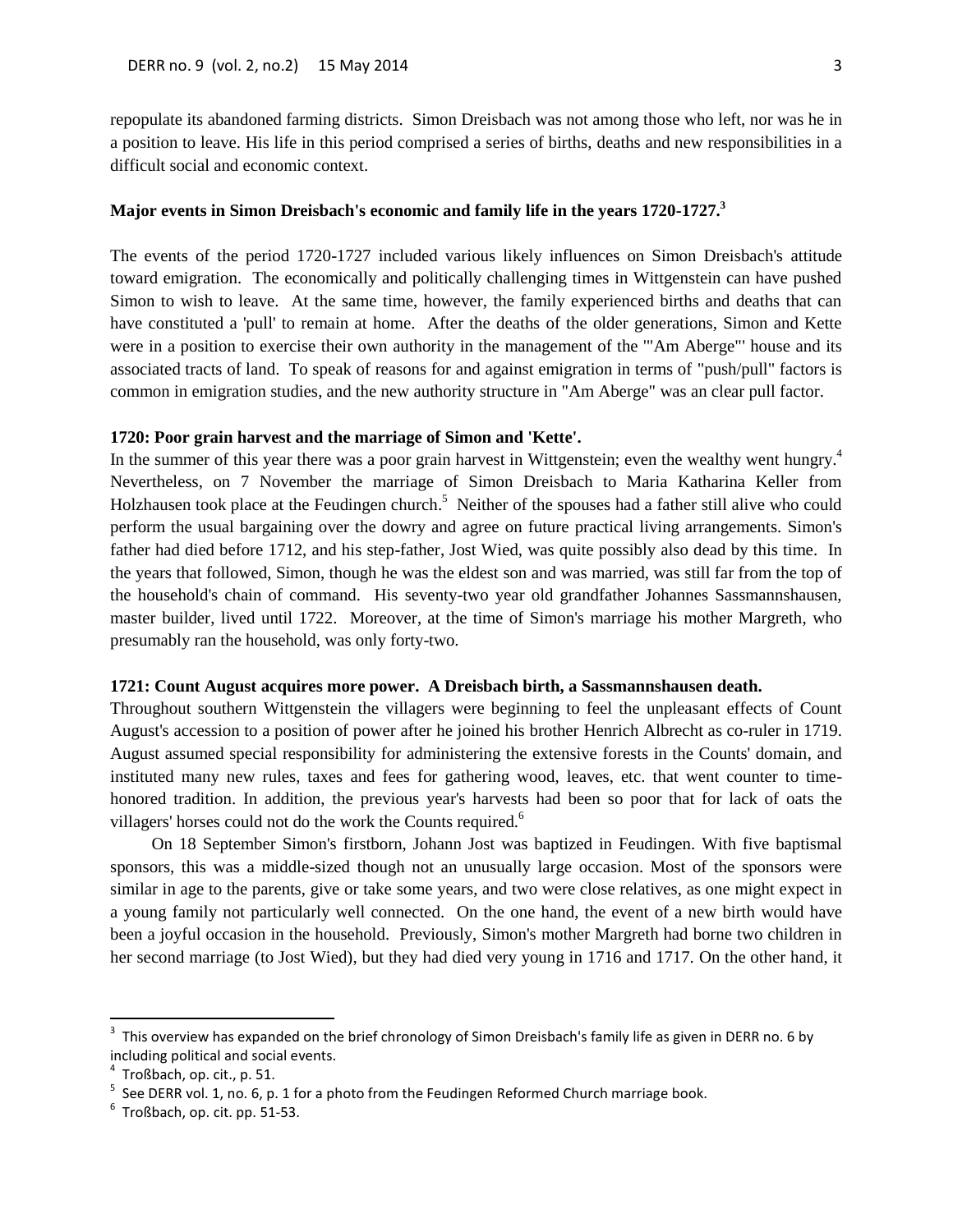repopulate its abandoned farming districts. Simon Dreisbach was not among those who left, nor was he in a position to leave. His life in this period comprised a series of births, deaths and new responsibilities in a difficult social and economic context.

**Major events in Simon Dreisbach's economic and family life in the years 1720-1727.**[3]

The events of the period 1720-1727 included various likely influences on Simon Dreisbach's attitude toward emigration. The economically and politically challenging times in Wittgenstein can have pushed Simon to wish to leave. At the same time, however, the family experienced births and deaths that can have constituted a 'pull' to remain at home. After the deaths of the older generations, Simon and Kette were in a position to exercise their own authority in the management of the "'Am Aberge"' house and its associated tracts of land. To speak of reasons for and against emigration in terms of "push/pull" factors is common in emigration studies, and the new authority structure in "Am Aberge" was an clear pull factor.

**1720: Poor grain harvest and the marriage of Simon and 'Kette'.**

In the summer of this year there was a poor grain harvest in Wittgenstein; even the wealthy went hungry.[4] Nevertheless, on 7 November the marriage of Simon Dreisbach to Maria Katharina Keller from Holzhausen took place at the Feudingen church.[5] Neither of the spouses had a father still alive who could perform the usual bargaining over the dowry and agree on future practical living arrangements. Simon's father had died before 1712, and his step-father, Jost Wied, was quite possibly also dead by this time. In the years that followed, Simon, though he was the eldest son and was married, was still far from the top of the household's chain of command. His seventy-two year old grandfather Johannes Sassmannshausen, master builder, lived until 1722. Moreover, at the time of Simon's marriage his mother Margreth, who presumably ran the household, was only forty-two.

**1721: Count August acquires more power. A Dreisbach birth, a Sassmannshausen death.**

Throughout southern Wittgenstein the villagers were beginning to feel the unpleasant effects of Count August's accession to a position of power after he joined his brother Henrich Albrecht as co-ruler in 1719. August assumed special responsibility for administering the extensive forests in the Counts' domain, and instituted many new rules, taxes and fees for gathering wood, leaves, etc. that went counter to time-honored tradition. In addition, the previous year's harvests had been so poor that for lack of oats the villagers' horses could not do the work the Counts required.[6]

On 18 September Simon's firstborn, Johann Jost was baptized in Feudingen. With five baptismal sponsors, this was a middle-sized though not an unusually large occasion. Most of the sponsors were similar in age to the parents, give or take some years, and two were close relatives, as one might expect in a young family not particularly well connected. On the one hand, the event of a new birth would have been a joyful occasion in the household. Previously, Simon's mother Margreth had borne two children in her second marriage (to Jost Wied), but they had died very young in 1716 and 1717. On the other hand, it

---

[3] This overview has expanded on the brief chronology of Simon Dreisbach's family life as given in DERR no. 6 by including political and social events.

[4] Troßbach, op. cit., p. 51.

[5] See DERR vol. 1, no. 6, p. 1 for a photo from the Feudingen Reformed Church marriage book.

[6] Troßbach, op. cit. pp. 51-53.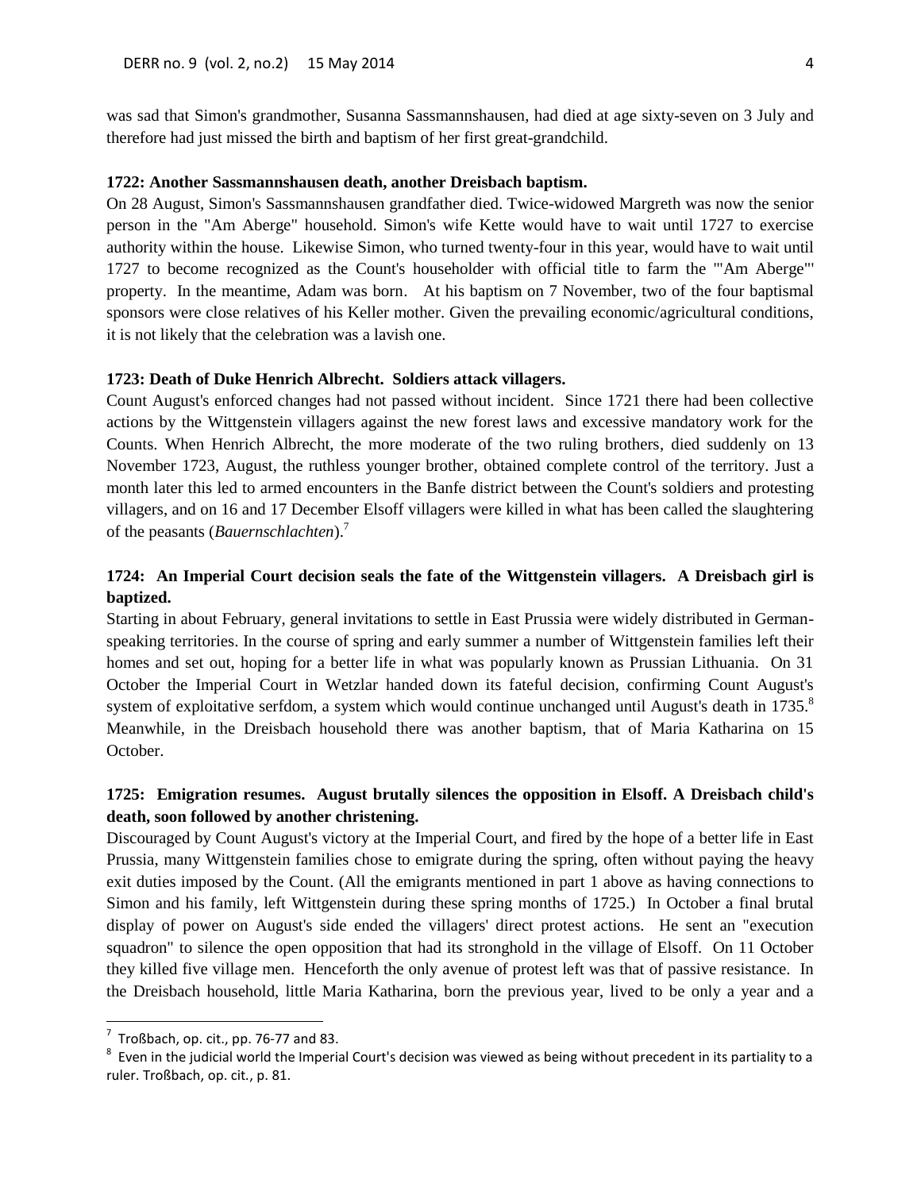was sad that Simon's grandmother, Susanna Sassmannshausen, had died at age sixty-seven on 3 July and therefore had just missed the birth and baptism of her first great-grandchild.

**1722: Another Sassmannshausen death, another Dreisbach baptism.**

On 28 August, Simon's Sassmannshausen grandfather died. Twice-widowed Margreth was now the senior person in the "Am Aberge" household. Simon's wife Kette would have to wait until 1727 to exercise authority within the house. Likewise Simon, who turned twenty-four in this year, would have to wait until 1727 to become recognized as the Count's householder with official title to farm the "'Am Aberge'" property. In the meantime, Adam was born. At his baptism on 7 November, two of the four baptismal sponsors were close relatives of his Keller mother. Given the prevailing economic/agricultural conditions, it is not likely that the celebration was a lavish one.

**1723: Death of Duke Henrich Albrecht. Soldiers attack villagers.**

Count August's enforced changes had not passed without incident. Since 1721 there had been collective actions by the Wittgenstein villagers against the new forest laws and excessive mandatory work for the Counts. When Henrich Albrecht, the more moderate of the two ruling brothers, died suddenly on 13 November 1723, August, the ruthless younger brother, obtained complete control of the territory. Just a month later this led to armed encounters in the Banfe district between the Count's soldiers and protesting villagers, and on 16 and 17 December Elsoff villagers were killed in what has been called the slaughtering of the peasants (*Bauernschlachten*).[7]

**1724: An Imperial Court decision seals the fate of the Wittgenstein villagers. A Dreisbach girl is baptized.**

Starting in about February, general invitations to settle in East Prussia were widely distributed in German-speaking territories. In the course of spring and early summer a number of Wittgenstein families left their homes and set out, hoping for a better life in what was popularly known as Prussian Lithuania. On 31 October the Imperial Court in Wetzlar handed down its fateful decision, confirming Count August's system of exploitative serfdom, a system which would continue unchanged until August's death in 1735.[8] Meanwhile, in the Dreisbach household there was another baptism, that of Maria Katharina on 15 October.

**1725: Emigration resumes. August brutally silences the opposition in Elsoff. A Dreisbach child's death, soon followed by another christening.**

Discouraged by Count August's victory at the Imperial Court, and fired by the hope of a better life in East Prussia, many Wittgenstein families chose to emigrate during the spring, often without paying the heavy exit duties imposed by the Count. (All the emigrants mentioned in part 1 above as having connections to Simon and his family, left Wittgenstein during these spring months of 1725.) In October a final brutal display of power on August's side ended the villagers' direct protest actions. He sent an "execution squadron" to silence the open opposition that had its stronghold in the village of Elsoff. On 11 October they killed five village men. Henceforth the only avenue of protest left was that of passive resistance. In the Dreisbach household, little Maria Katharina, born the previous year, lived to be only a year and a

---

[7] Troßbach, op. cit., pp. 76-77 and 83.

[8] Even in the judicial world the Imperial Court's decision was viewed as being without precedent in its partiality to a ruler. Troßbach, op. cit., p. 81.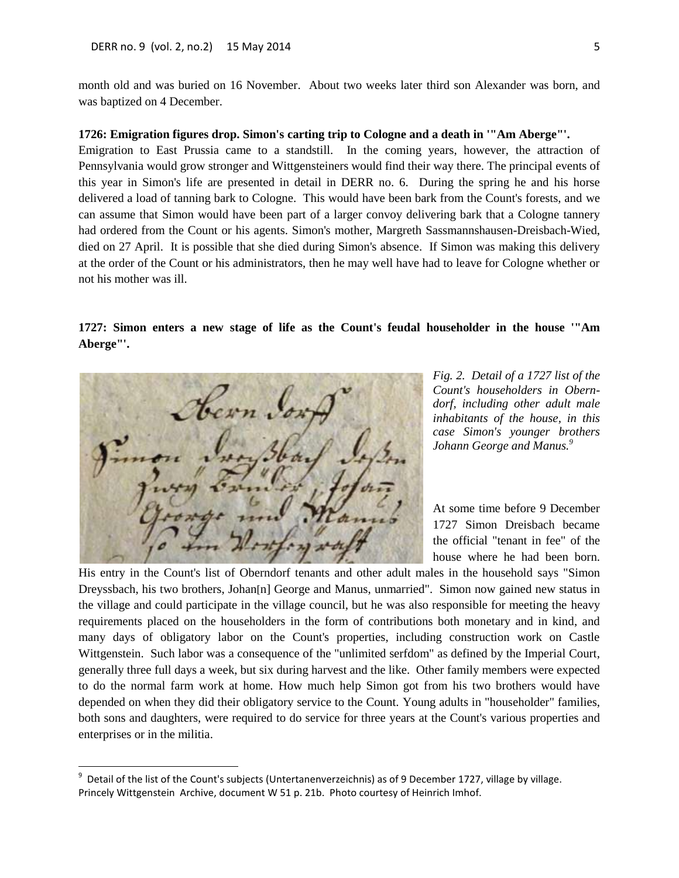month old and was buried on 16 November. About two weeks later third son Alexander was born, and was baptized on 4 December.

**1726: Emigration figures drop. Simon's carting trip to Cologne and a death in '"Am Aberge"'.**

Emigration to East Prussia came to a standstill. In the coming years, however, the attraction of Pennsylvania would grow stronger and Wittgensteiners would find their way there. The principal events of this year in Simon's life are presented in detail in DERR no. 6. During the spring he and his horse delivered a load of tanning bark to Cologne. This would have been bark from the Count's forests, and we can assume that Simon would have been part of a larger convoy delivering bark that a Cologne tannery had ordered from the Count or his agents. Simon's mother, Margreth Sassmannshausen-Dreisbach-Wied, died on 27 April. It is possible that she died during Simon's absence. If Simon was making this delivery at the order of the Count or his administrators, then he may well have had to leave for Cologne whether or not his mother was ill.

**1727: Simon enters a new stage of life as the Count's feudal householder in the house '"Am Aberge"'.**

*Fig. 2. Detail of a 1727 list of the Count's householders in Oberndorf, including other adult male inhabitants of the house, in this case Simon's younger brothers Johann George and Manus.*[9]

At some time before 9 December 1727 Simon Dreisbach became the official "tenant in fee" of the house where he had been born. His entry in the Count's list of Oberndorf tenants and other adult males in the household says "Simon Dreyssbach, his two brothers, Johan[n] George and Manus, unmarried". Simon now gained new status in the village and could participate in the village council, but he was also responsible for meeting the heavy requirements placed on the householders in the form of contributions both monetary and in kind, and many days of obligatory labor on the Count's properties, including construction work on Castle Wittgenstein. Such labor was a consequence of the "unlimited serfdom" as defined by the Imperial Court, generally three full days a week, but six during harvest and the like. Other family members were expected to do the normal farm work at home. How much help Simon got from his two brothers would have depended on when they did their obligatory service to the Count. Young adults in "householder" families, both sons and daughters, were required to do service for three years at the Count's various properties and enterprises or in the militia.

---

[9] Detail of the list of the Count's subjects (Untertanenverzeichnis) as of 9 December 1727, village by village. Princely Wittgenstein Archive, document W 51 p. 21b. Photo courtesy of Heinrich Imhof.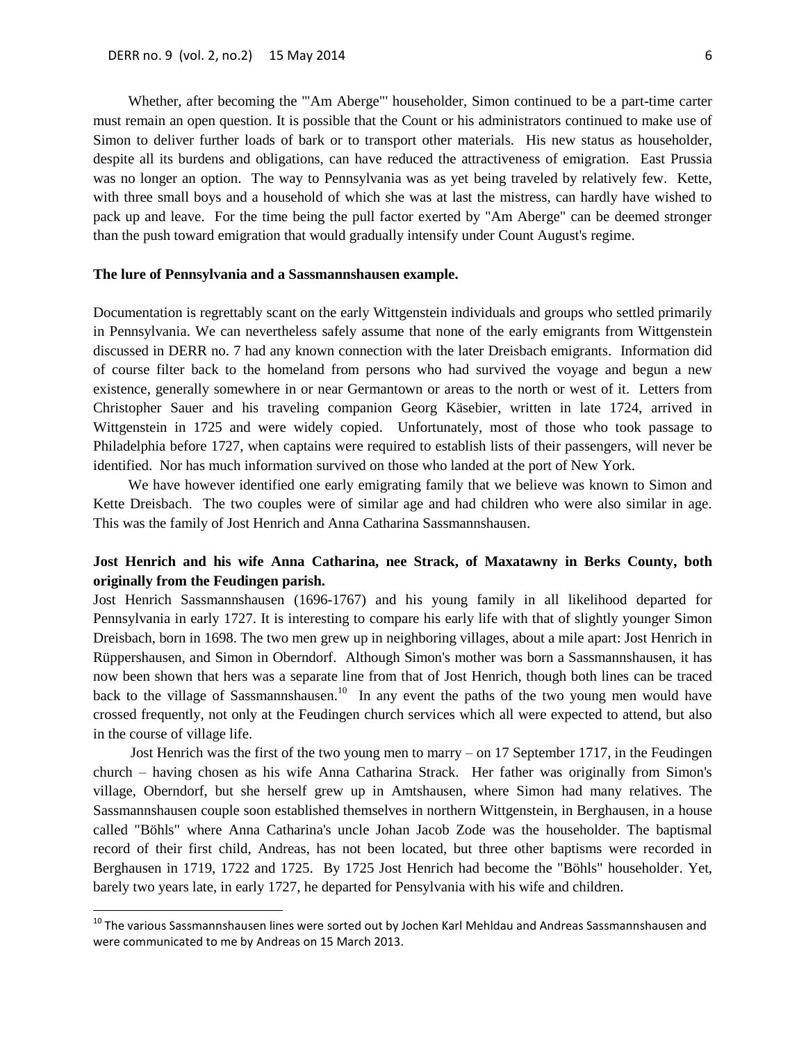Whether, after becoming the "'Am Aberge"' householder, Simon continued to be a part-time carter must remain an open question. It is possible that the Count or his administrators continued to make use of Simon to deliver further loads of bark or to transport other materials. His new status as householder, despite all its burdens and obligations, can have reduced the attractiveness of emigration. East Prussia was no longer an option. The way to Pennsylvania was as yet being traveled by relatively few. Kette, with three small boys and a household of which she was at last the mistress, can hardly have wished to pack up and leave. For the time being the pull factor exerted by "Am Aberge" can be deemed stronger than the push toward emigration that would gradually intensify under Count August's regime.

**The lure of Pennsylvania and a Sassmannshausen example.**

Documentation is regrettably scant on the early Wittgenstein individuals and groups who settled primarily in Pennsylvania. We can nevertheless safely assume that none of the early emigrants from Wittgenstein discussed in DERR no. 7 had any known connection with the later Dreisbach emigrants. Information did of course filter back to the homeland from persons who had survived the voyage and begun a new existence, generally somewhere in or near Germantown or areas to the north or west of it. Letters from Christopher Sauer and his traveling companion Georg Käsebier, written in late 1724, arrived in Wittgenstein in 1725 and were widely copied. Unfortunately, most of those who took passage to Philadelphia before 1727, when captains were required to establish lists of their passengers, will never be identified. Nor has much information survived on those who landed at the port of New York.

We have however identified one early emigrating family that we believe was known to Simon and Kette Dreisbach. The two couples were of similar age and had children who were also similar in age. This was the family of Jost Henrich and Anna Catharina Sassmannshausen.

**Jost Henrich and his wife Anna Catharina, nee Strack, of Maxatawny in Berks County, both originally from the Feudingen parish.**

Jost Henrich Sassmannshausen (1696-1767) and his young family in all likelihood departed for Pennsylvania in early 1727. It is interesting to compare his early life with that of slightly younger Simon Dreisbach, born in 1698. The two men grew up in neighboring villages, about a mile apart: Jost Henrich in Rüppershausen, and Simon in Oberndorf. Although Simon's mother was born a Sassmannshausen, it has now been shown that hers was a separate line from that of Jost Henrich, though both lines can be traced back to the village of Sassmannshausen.[10] In any event the paths of the two young men would have crossed frequently, not only at the Feudingen church services which all were expected to attend, but also in the course of village life.

Jost Henrich was the first of the two young men to marry – on 17 September 1717, in the Feudingen church – having chosen as his wife Anna Catharina Strack. Her father was originally from Simon's village, Oberndorf, but she herself grew up in Amtshausen, where Simon had many relatives. The Sassmannshausen couple soon established themselves in northern Wittgenstein, in Berghausen, in a house called "Böhls" where Anna Catharina's uncle Johan Jacob Zode was the householder. The baptismal record of their first child, Andreas, has not been located, but three other baptisms were recorded in Berghausen in 1719, 1722 and 1725. By 1725 Jost Henrich had become the "Böhls" householder. Yet, barely two years late, in early 1727, he departed for Pensylvania with his wife and children.

[10] The various Sassmannshausen lines were sorted out by Jochen Karl Mehldau and Andreas Sassmannshausen and were communicated to me by Andreas on 15 March 2013.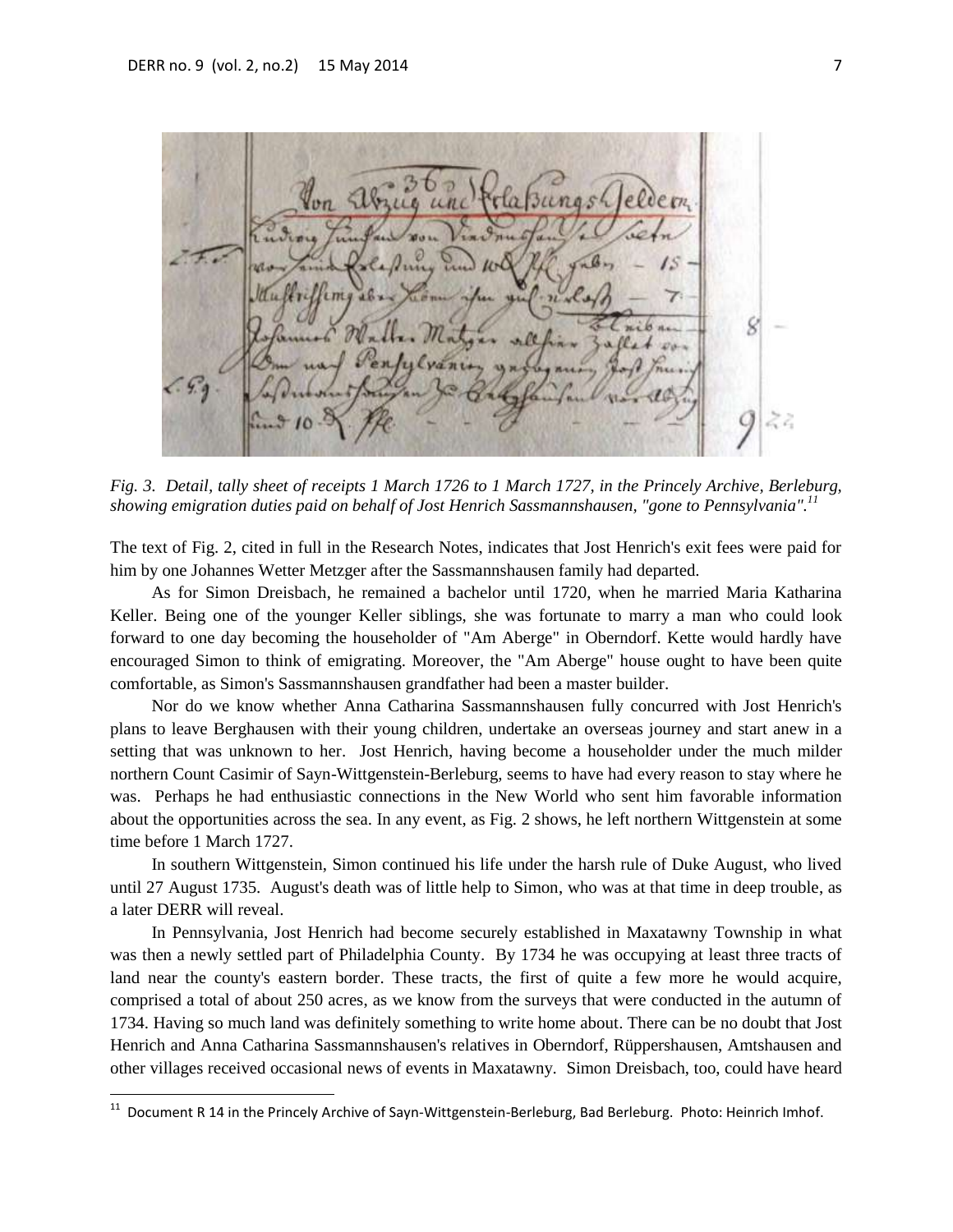*Fig. 3. Detail, tally sheet of receipts 1 March 1726 to 1 March 1727, in the Princely Archive, Berleburg, showing emigration duties paid on behalf of Jost Henrich Sassmannshausen, "gone to Pennsylvania".[11]*

The text of Fig. 2, cited in full in the Research Notes, indicates that Jost Henrich's exit fees were paid for him by one Johannes Wetter Metzger after the Sassmannshausen family had departed.

As for Simon Dreisbach, he remained a bachelor until 1720, when he married Maria Katharina Keller. Being one of the younger Keller siblings, she was fortunate to marry a man who could look forward to one day becoming the householder of "Am Aberge" in Oberndorf. Kette would hardly have encouraged Simon to think of emigrating. Moreover, the "Am Aberge" house ought to have been quite comfortable, as Simon's Sassmannshausen grandfather had been a master builder.

Nor do we know whether Anna Catharina Sassmannshausen fully concurred with Jost Henrich's plans to leave Berghausen with their young children, undertake an overseas journey and start anew in a setting that was unknown to her. Jost Henrich, having become a householder under the much milder northern Count Casimir of Sayn-Wittgenstein-Berleburg, seems to have had every reason to stay where he was. Perhaps he had enthusiastic connections in the New World who sent him favorable information about the opportunities across the sea. In any event, as Fig. 2 shows, he left northern Wittgenstein at some time before 1 March 1727.

In southern Wittgenstein, Simon continued his life under the harsh rule of Duke August, who lived until 27 August 1735. August's death was of little help to Simon, who was at that time in deep trouble, as a later DERR will reveal.

In Pennsylvania, Jost Henrich had become securely established in Maxatawny Township in what was then a newly settled part of Philadelphia County. By 1734 he was occupying at least three tracts of land near the county's eastern border. These tracts, the first of quite a few more he would acquire, comprised a total of about 250 acres, as we know from the surveys that were conducted in the autumn of 1734. Having so much land was definitely something to write home about. There can be no doubt that Jost Henrich and Anna Catharina Sassmannshausen's relatives in Oberndorf, Rüppershausen, Amtshausen and other villages received occasional news of events in Maxatawny. Simon Dreisbach, too, could have heard

---

[11] Document R 14 in the Princely Archive of Sayn-Wittgenstein-Berleburg, Bad Berleburg. Photo: Heinrich Imhof.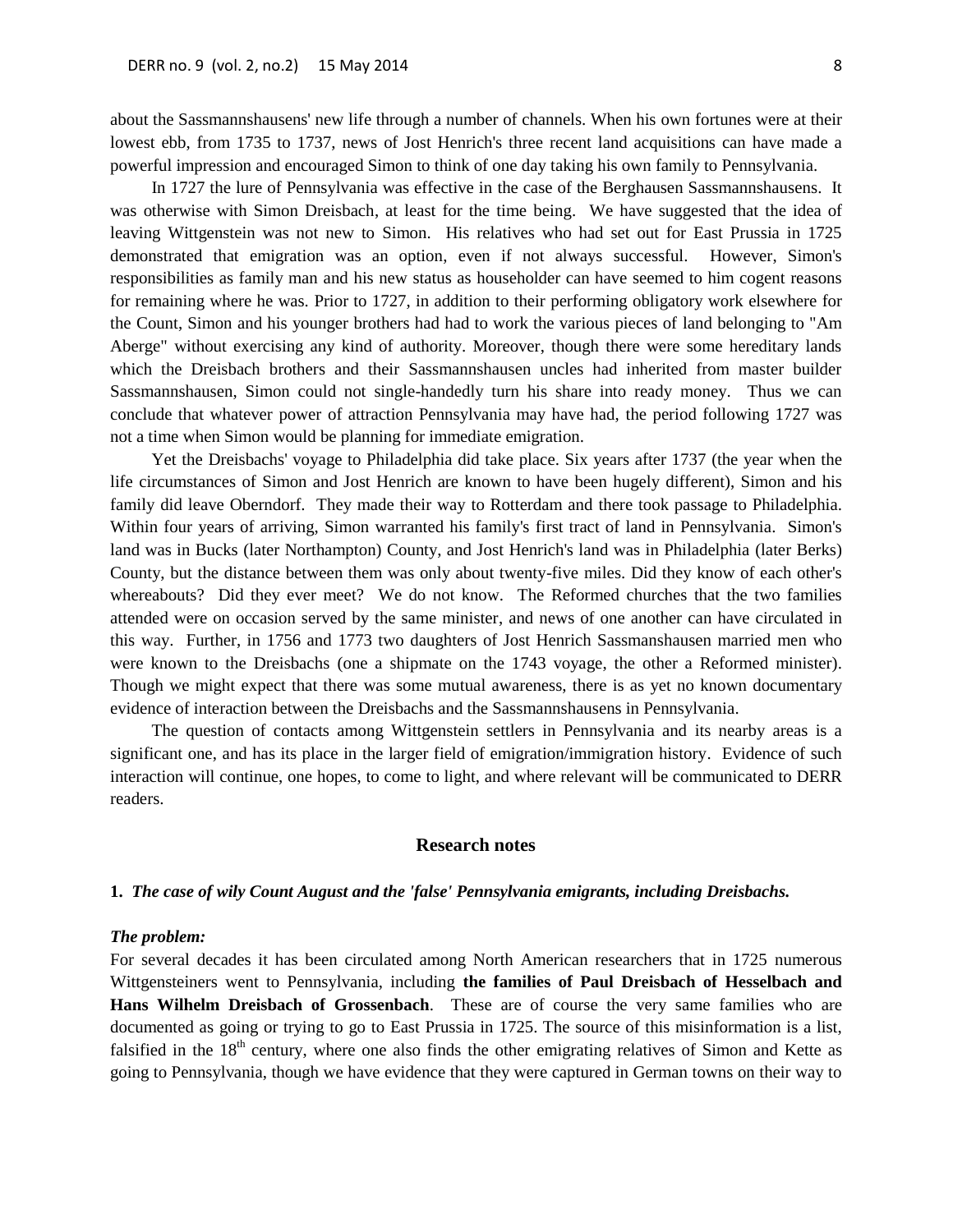about the Sassmannshausens' new life through a number of channels. When his own fortunes were at their lowest ebb, from 1735 to 1737, news of Jost Henrich's three recent land acquisitions can have made a powerful impression and encouraged Simon to think of one day taking his own family to Pennsylvania.

In 1727 the lure of Pennsylvania was effective in the case of the Berghausen Sassmannshausens. It was otherwise with Simon Dreisbach, at least for the time being. We have suggested that the idea of leaving Wittgenstein was not new to Simon. His relatives who had set out for East Prussia in 1725 demonstrated that emigration was an option, even if not always successful. However, Simon's responsibilities as family man and his new status as householder can have seemed to him cogent reasons for remaining where he was. Prior to 1727, in addition to their performing obligatory work elsewhere for the Count, Simon and his younger brothers had had to work the various pieces of land belonging to "Am Aberge" without exercising any kind of authority. Moreover, though there were some hereditary lands which the Dreisbach brothers and their Sassmannshausen uncles had inherited from master builder Sassmannshausen, Simon could not single-handedly turn his share into ready money. Thus we can conclude that whatever power of attraction Pennsylvania may have had, the period following 1727 was not a time when Simon would be planning for immediate emigration.

Yet the Dreisbachs' voyage to Philadelphia did take place. Six years after 1737 (the year when the life circumstances of Simon and Jost Henrich are known to have been hugely different), Simon and his family did leave Oberndorf. They made their way to Rotterdam and there took passage to Philadelphia. Within four years of arriving, Simon warranted his family's first tract of land in Pennsylvania. Simon's land was in Bucks (later Northampton) County, and Jost Henrich's land was in Philadelphia (later Berks) County, but the distance between them was only about twenty-five miles. Did they know of each other's whereabouts? Did they ever meet? We do not know. The Reformed churches that the two families attended were on occasion served by the same minister, and news of one another can have circulated in this way. Further, in 1756 and 1773 two daughters of Jost Henrich Sassmanshausen married men who were known to the Dreisbachs (one a shipmate on the 1743 voyage, the other a Reformed minister). Though we might expect that there was some mutual awareness, there is as yet no known documentary evidence of interaction between the Dreisbachs and the Sassmannshausens in Pennsylvania.

The question of contacts among Wittgenstein settlers in Pennsylvania and its nearby areas is a significant one, and has its place in the larger field of emigration/immigration history. Evidence of such interaction will continue, one hopes, to come to light, and where relevant will be communicated to DERR readers.

## Research notes

**1.** ***The case of wily Count August and the 'false' Pennsylvania emigrants, including Dreisbachs.***

***The problem:***

For several decades it has been circulated among North American researchers that in 1725 numerous Wittgensteiners went to Pennsylvania, including **the families of Paul Dreisbach of Hesselbach and Hans Wilhelm Dreisbach of Grossenbach**. These are of course the very same families who are documented as going or trying to go to East Prussia in 1725. The source of this misinformation is a list, falsified in the 18th century, where one also finds the other emigrating relatives of Simon and Kette as going to Pennsylvania, though we have evidence that they were captured in German towns on their way to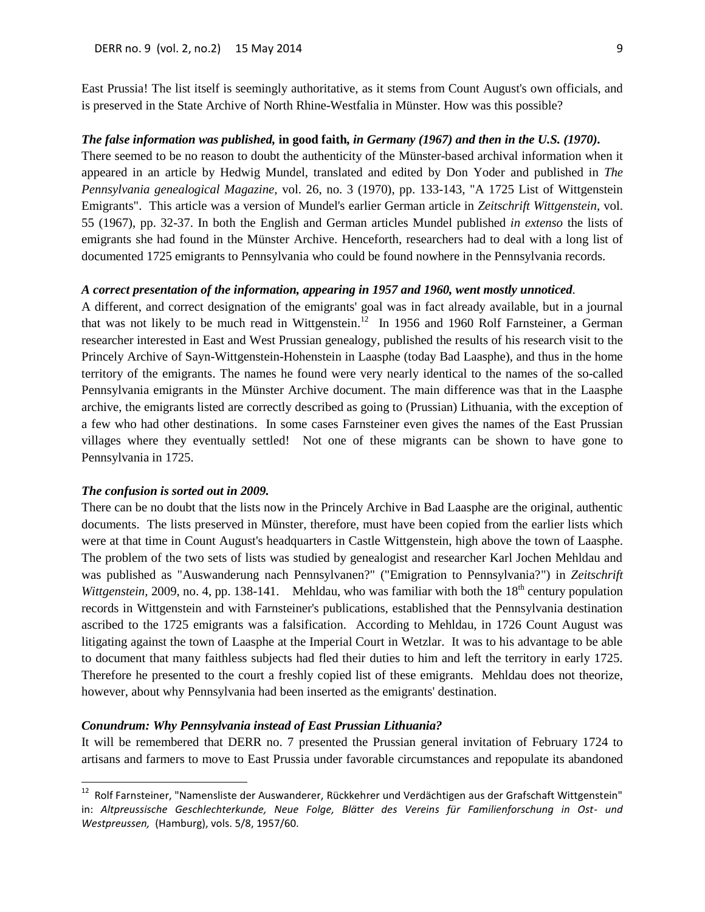East Prussia! The list itself is seemingly authoritative, as it stems from Count August's own officials, and is preserved in the State Archive of North Rhine-Westfalia in Münster. How was this possible?

***The false information was published,* in good faith*, in Germany (1967) and then in the U.S. (1970).***

There seemed to be no reason to doubt the authenticity of the Münster-based archival information when it appeared in an article by Hedwig Mundel, translated and edited by Don Yoder and published in *The Pennsylvania genealogical Magazine,* vol. 26, no. 3 (1970), pp. 133-143, "A 1725 List of Wittgenstein Emigrants". This article was a version of Mundel's earlier German article in *Zeitschrift Wittgenstein*, vol. 55 (1967), pp. 32-37. In both the English and German articles Mundel published *in extenso* the lists of emigrants she had found in the Münster Archive. Henceforth, researchers had to deal with a long list of documented 1725 emigrants to Pennsylvania who could be found nowhere in the Pennsylvania records.

***A correct presentation of the information, appearing in 1957 and 1960, went mostly unnoticed.***

A different, and correct designation of the emigrants' goal was in fact already available, but in a journal that was not likely to be much read in Wittgenstein.[12] In 1956 and 1960 Rolf Farnsteiner, a German researcher interested in East and West Prussian genealogy, published the results of his research visit to the Princely Archive of Sayn-Wittgenstein-Hohenstein in Laasphe (today Bad Laasphe), and thus in the home territory of the emigrants. The names he found were very nearly identical to the names of the so-called Pennsylvania emigrants in the Münster Archive document. The main difference was that in the Laasphe archive, the emigrants listed are correctly described as going to (Prussian) Lithuania, with the exception of a few who had other destinations. In some cases Farnsteiner even gives the names of the East Prussian villages where they eventually settled! Not one of these migrants can be shown to have gone to Pennsylvania in 1725.

***The confusion is sorted out in 2009.***

There can be no doubt that the lists now in the Princely Archive in Bad Laasphe are the original, authentic documents. The lists preserved in Münster, therefore, must have been copied from the earlier lists which were at that time in Count August's headquarters in Castle Wittgenstein, high above the town of Laasphe. The problem of the two sets of lists was studied by genealogist and researcher Karl Jochen Mehldau and was published as "Auswanderung nach Pennsylvanen?" ("Emigration to Pennsylvania?") in *Zeitschrift Wittgenstein,* 2009, no. 4, pp. 138-141. Mehldau, who was familiar with both the 18th century population records in Wittgenstein and with Farnsteiner's publications, established that the Pennsylvania destination ascribed to the 1725 emigrants was a falsification. According to Mehldau, in 1726 Count August was litigating against the town of Laasphe at the Imperial Court in Wetzlar. It was to his advantage to be able to document that many faithless subjects had fled their duties to him and left the territory in early 1725. Therefore he presented to the court a freshly copied list of these emigrants. Mehldau does not theorize, however, about why Pennsylvania had been inserted as the emigrants' destination.

***Conundrum: Why Pennsylvania instead of East Prussian Lithuania?***

It will be remembered that DERR no. 7 presented the Prussian general invitation of February 1724 to artisans and farmers to move to East Prussia under favorable circumstances and repopulate its abandoned

---

[12] Rolf Farnsteiner, "Namensliste der Auswanderer, Rückkehrer und Verdächtigen aus der Grafschaft Wittgenstein" in: *Altpreussische Geschlechterkunde, Neue Folge, Blätter des Vereins für Familienforschung in Ost- und Westpreussen,* (Hamburg), vols. 5/8, 1957/60.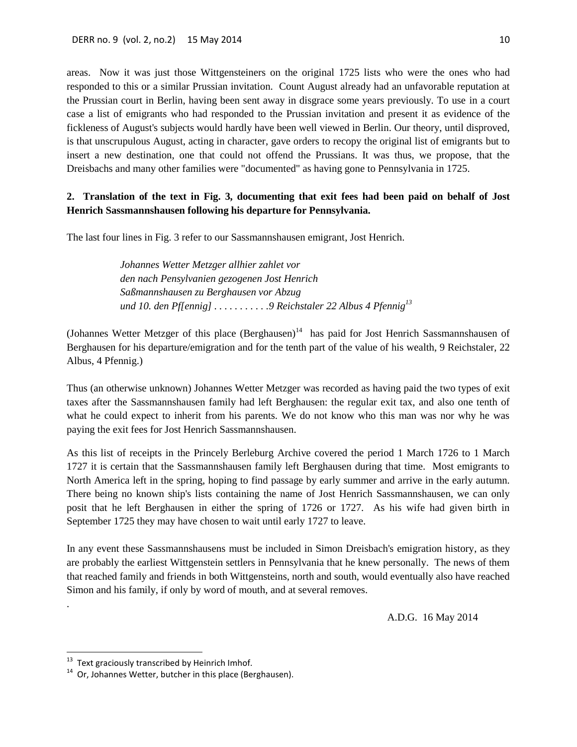areas. Now it was just those Wittgensteiners on the original 1725 lists who were the ones who had responded to this or a similar Prussian invitation. Count August already had an unfavorable reputation at the Prussian court in Berlin, having been sent away in disgrace some years previously. To use in a court case a list of emigrants who had responded to the Prussian invitation and present it as evidence of the fickleness of August's subjects would hardly have been well viewed in Berlin. Our theory, until disproved, is that unscrupulous August, acting in character, gave orders to recopy the original list of emigrants but to insert a new destination, one that could not offend the Prussians. It was thus, we propose, that the Dreisbachs and many other families were "documented" as having gone to Pennsylvania in 1725.

**2. Translation of the text in Fig. 3, documenting that exit fees had been paid on behalf of Jost Henrich Sassmannshausen following his departure for Pennsylvania.**

The last four lines in Fig. 3 refer to our Sassmannshausen emigrant, Jost Henrich.

> *Johannes Wetter Metzger allhier zahlet vor*
> *den nach Pensylvanien gezogenen Jost Henrich*
> *Saßmannshausen zu Berghausen vor Abzug*
> *und 10. den Pf[ennig] . . . . . . . . . . .9 Reichstaler 22 Albus 4 Pfennig*[13]

(Johannes Wetter Metzger of this place (Berghausen)[14] has paid for Jost Henrich Sassmannshausen of Berghausen for his departure/emigration and for the tenth part of the value of his wealth, 9 Reichstaler, 22 Albus, 4 Pfennig.)

Thus (an otherwise unknown) Johannes Wetter Metzger was recorded as having paid the two types of exit taxes after the Sassmannshausen family had left Berghausen: the regular exit tax, and also one tenth of what he could expect to inherit from his parents. We do not know who this man was nor why he was paying the exit fees for Jost Henrich Sassmannshausen.

As this list of receipts in the Princely Berleburg Archive covered the period 1 March 1726 to 1 March 1727 it is certain that the Sassmannshausen family left Berghausen during that time. Most emigrants to North America left in the spring, hoping to find passage by early summer and arrive in the early autumn. There being no known ship's lists containing the name of Jost Henrich Sassmannshausen, we can only posit that he left Berghausen in either the spring of 1726 or 1727. As his wife had given birth in September 1725 they may have chosen to wait until early 1727 to leave.

In any event these Sassmannshausens must be included in Simon Dreisbach's emigration history, as they are probably the earliest Wittgenstein settlers in Pennsylvania that he knew personally. The news of them that reached family and friends in both Wittgensteins, north and south, would eventually also have reached Simon and his family, if only by word of mouth, and at several removes.

A.D.G. 16 May 2014

---

[13] Text graciously transcribed by Heinrich Imhof.

[14] Or, Johannes Wetter, butcher in this place (Berghausen).